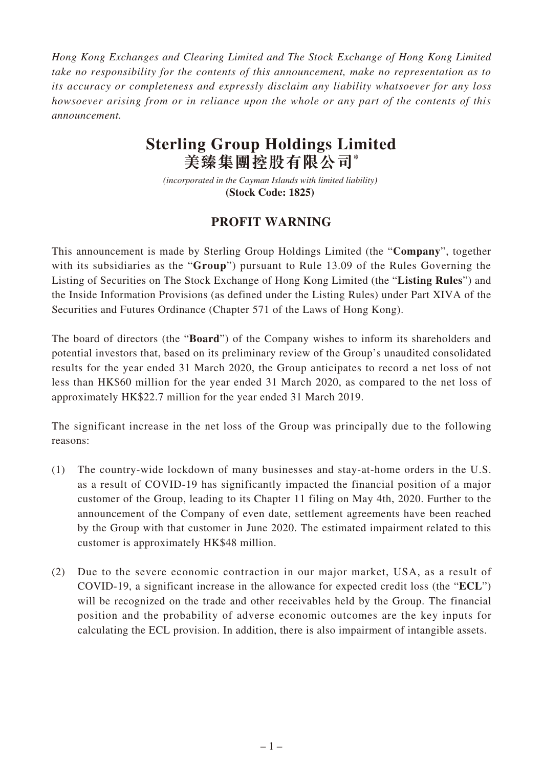*Hong Kong Exchanges and Clearing Limited and The Stock Exchange of Hong Kong Limited take no responsibility for the contents of this announcement, make no representation as to its accuracy or completeness and expressly disclaim any liability whatsoever for any loss howsoever arising from or in reliance upon the whole or any part of the contents of this announcement.*

# Sterling Group Holdings Limited
# 美臻集團控股有限公司*

*(incorporated in the Cayman Islands with limited liability)*
**(Stock Code: 1825)**

## PROFIT WARNING

This announcement is made by Sterling Group Holdings Limited (the "**Company**", together with its subsidiaries as the "**Group**") pursuant to Rule 13.09 of the Rules Governing the Listing of Securities on The Stock Exchange of Hong Kong Limited (the "**Listing Rules**") and the Inside Information Provisions (as defined under the Listing Rules) under Part XIVA of the Securities and Futures Ordinance (Chapter 571 of the Laws of Hong Kong).

The board of directors (the "**Board**") of the Company wishes to inform its shareholders and potential investors that, based on its preliminary review of the Group's unaudited consolidated results for the year ended 31 March 2020, the Group anticipates to record a net loss of not less than HK$60 million for the year ended 31 March 2020, as compared to the net loss of approximately HK$22.7 million for the year ended 31 March 2019.

The significant increase in the net loss of the Group was principally due to the following reasons:

(1) The country-wide lockdown of many businesses and stay-at-home orders in the U.S. as a result of COVID-19 has significantly impacted the financial position of a major customer of the Group, leading to its Chapter 11 filing on May 4th, 2020. Further to the announcement of the Company of even date, settlement agreements have been reached by the Group with that customer in June 2020. The estimated impairment related to this customer is approximately HK$48 million.

(2) Due to the severe economic contraction in our major market, USA, as a result of COVID-19, a significant increase in the allowance for expected credit loss (the "**ECL**") will be recognized on the trade and other receivables held by the Group. The financial position and the probability of adverse economic outcomes are the key inputs for calculating the ECL provision. In addition, there is also impairment of intangible assets.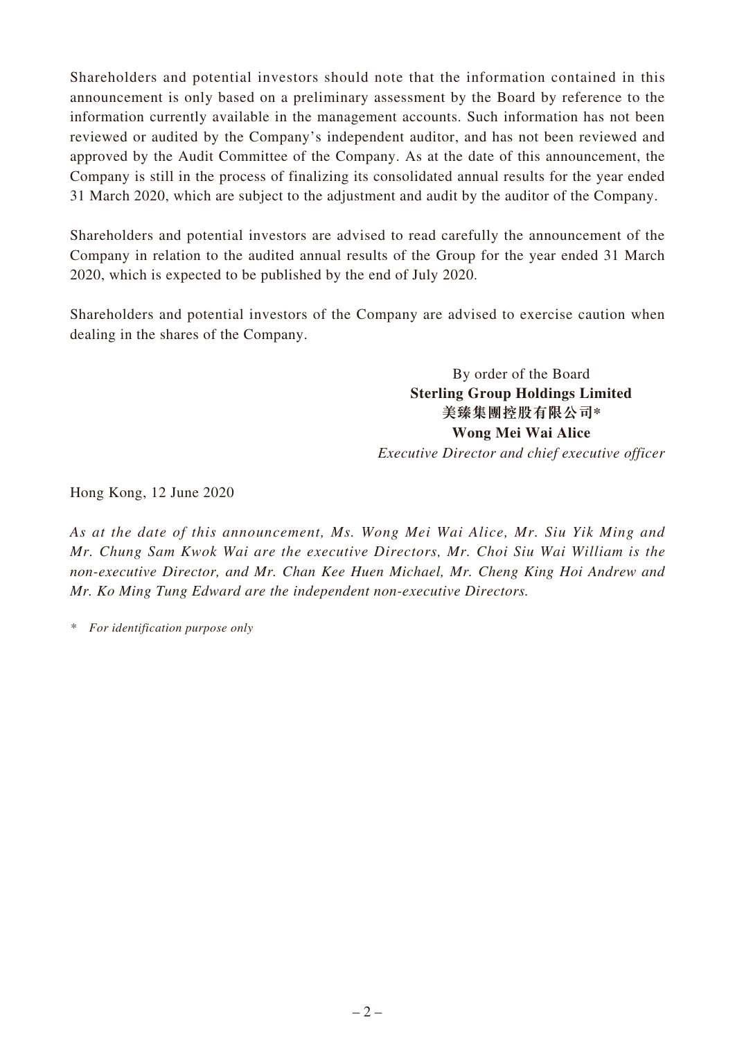Shareholders and potential investors should note that the information contained in this announcement is only based on a preliminary assessment by the Board by reference to the information currently available in the management accounts. Such information has not been reviewed or audited by the Company's independent auditor, and has not been reviewed and approved by the Audit Committee of the Company. As at the date of this announcement, the Company is still in the process of finalizing its consolidated annual results for the year ended 31 March 2020, which are subject to the adjustment and audit by the auditor of the Company.

Shareholders and potential investors are advised to read carefully the announcement of the Company in relation to the audited annual results of the Group for the year ended 31 March 2020, which is expected to be published by the end of July 2020.

Shareholders and potential investors of the Company are advised to exercise caution when dealing in the shares of the Company.

By order of the Board
**Sterling Group Holdings Limited**
**美臻集團控股有限公司***
**Wong Mei Wai Alice**
*Executive Director and chief executive officer*

Hong Kong, 12 June 2020

*As at the date of this announcement, Ms. Wong Mei Wai Alice, Mr. Siu Yik Ming and Mr. Chung Sam Kwok Wai are the executive Directors, Mr. Choi Siu Wai William is the non-executive Director, and Mr. Chan Kee Huen Michael, Mr. Cheng King Hoi Andrew and Mr. Ko Ming Tung Edward are the independent non-executive Directors.*

* *For identification purpose only*